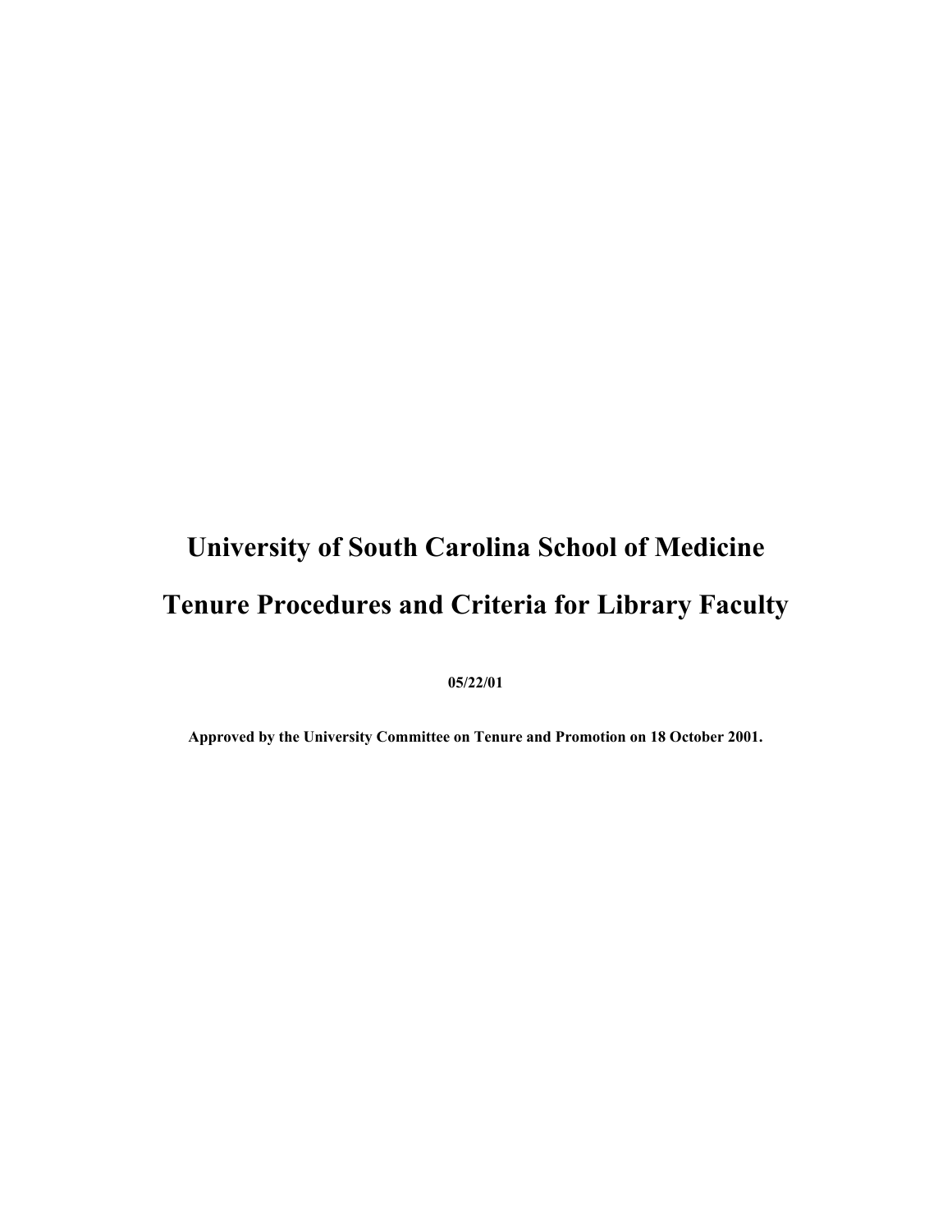# University of South Carolina School of Medicine

# Tenure Procedures and Criteria for Library Faculty

**05/22/01**

**Approved by the University Committee on Tenure and Promotion on 18 October 2001.**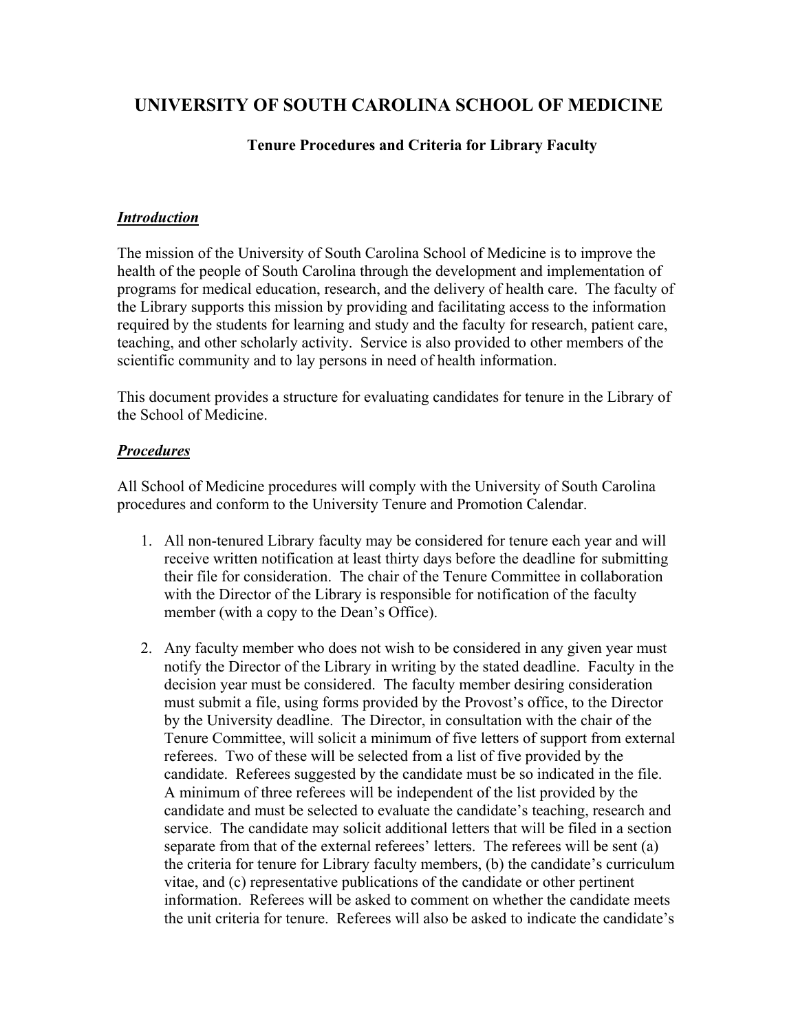# UNIVERSITY OF SOUTH CAROLINA SCHOOL OF MEDICINE

### Tenure Procedures and Criteria for Library Faculty

***Introduction***

The mission of the University of South Carolina School of Medicine is to improve the health of the people of South Carolina through the development and implementation of programs for medical education, research, and the delivery of health care. The faculty of the Library supports this mission by providing and facilitating access to the information required by the students for learning and study and the faculty for research, patient care, teaching, and other scholarly activity. Service is also provided to other members of the scientific community and to lay persons in need of health information.

This document provides a structure for evaluating candidates for tenure in the Library of the School of Medicine.

***Procedures***

All School of Medicine procedures will comply with the University of South Carolina procedures and conform to the University Tenure and Promotion Calendar.

1. All non-tenured Library faculty may be considered for tenure each year and will receive written notification at least thirty days before the deadline for submitting their file for consideration. The chair of the Tenure Committee in collaboration with the Director of the Library is responsible for notification of the faculty member (with a copy to the Dean's Office).

2. Any faculty member who does not wish to be considered in any given year must notify the Director of the Library in writing by the stated deadline. Faculty in the decision year must be considered. The faculty member desiring consideration must submit a file, using forms provided by the Provost's office, to the Director by the University deadline. The Director, in consultation with the chair of the Tenure Committee, will solicit a minimum of five letters of support from external referees. Two of these will be selected from a list of five provided by the candidate. Referees suggested by the candidate must be so indicated in the file. A minimum of three referees will be independent of the list provided by the candidate and must be selected to evaluate the candidate's teaching, research and service. The candidate may solicit additional letters that will be filed in a section separate from that of the external referees' letters. The referees will be sent (a) the criteria for tenure for Library faculty members, (b) the candidate's curriculum vitae, and (c) representative publications of the candidate or other pertinent information. Referees will be asked to comment on whether the candidate meets the unit criteria for tenure. Referees will also be asked to indicate the candidate's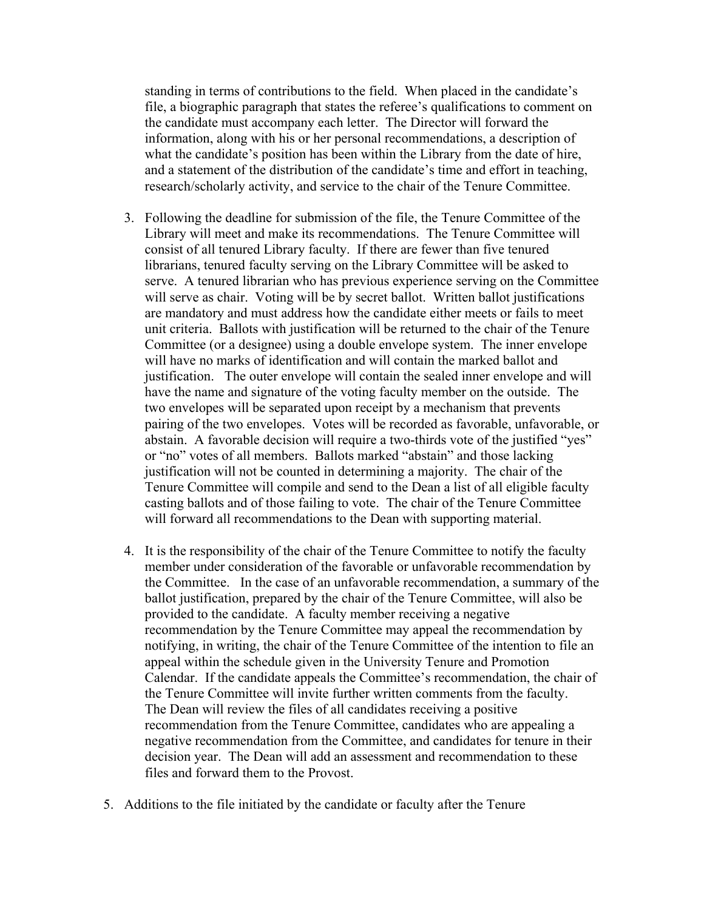standing in terms of contributions to the field. When placed in the candidate's file, a biographic paragraph that states the referee's qualifications to comment on the candidate must accompany each letter. The Director will forward the information, along with his or her personal recommendations, a description of what the candidate's position has been within the Library from the date of hire, and a statement of the distribution of the candidate's time and effort in teaching, research/scholarly activity, and service to the chair of the Tenure Committee.

3. Following the deadline for submission of the file, the Tenure Committee of the Library will meet and make its recommendations. The Tenure Committee will consist of all tenured Library faculty. If there are fewer than five tenured librarians, tenured faculty serving on the Library Committee will be asked to serve. A tenured librarian who has previous experience serving on the Committee will serve as chair. Voting will be by secret ballot. Written ballot justifications are mandatory and must address how the candidate either meets or fails to meet unit criteria. Ballots with justification will be returned to the chair of the Tenure Committee (or a designee) using a double envelope system. The inner envelope will have no marks of identification and will contain the marked ballot and justification. The outer envelope will contain the sealed inner envelope and will have the name and signature of the voting faculty member on the outside. The two envelopes will be separated upon receipt by a mechanism that prevents pairing of the two envelopes. Votes will be recorded as favorable, unfavorable, or abstain. A favorable decision will require a two-thirds vote of the justified "yes" or "no" votes of all members. Ballots marked "abstain" and those lacking justification will not be counted in determining a majority. The chair of the Tenure Committee will compile and send to the Dean a list of all eligible faculty casting ballots and of those failing to vote. The chair of the Tenure Committee will forward all recommendations to the Dean with supporting material.

4. It is the responsibility of the chair of the Tenure Committee to notify the faculty member under consideration of the favorable or unfavorable recommendation by the Committee. In the case of an unfavorable recommendation, a summary of the ballot justification, prepared by the chair of the Tenure Committee, will also be provided to the candidate. A faculty member receiving a negative recommendation by the Tenure Committee may appeal the recommendation by notifying, in writing, the chair of the Tenure Committee of the intention to file an appeal within the schedule given in the University Tenure and Promotion Calendar. If the candidate appeals the Committee's recommendation, the chair of the Tenure Committee will invite further written comments from the faculty. The Dean will review the files of all candidates receiving a positive recommendation from the Tenure Committee, candidates who are appealing a negative recommendation from the Committee, and candidates for tenure in their decision year. The Dean will add an assessment and recommendation to these files and forward them to the Provost.

5. Additions to the file initiated by the candidate or faculty after the Tenure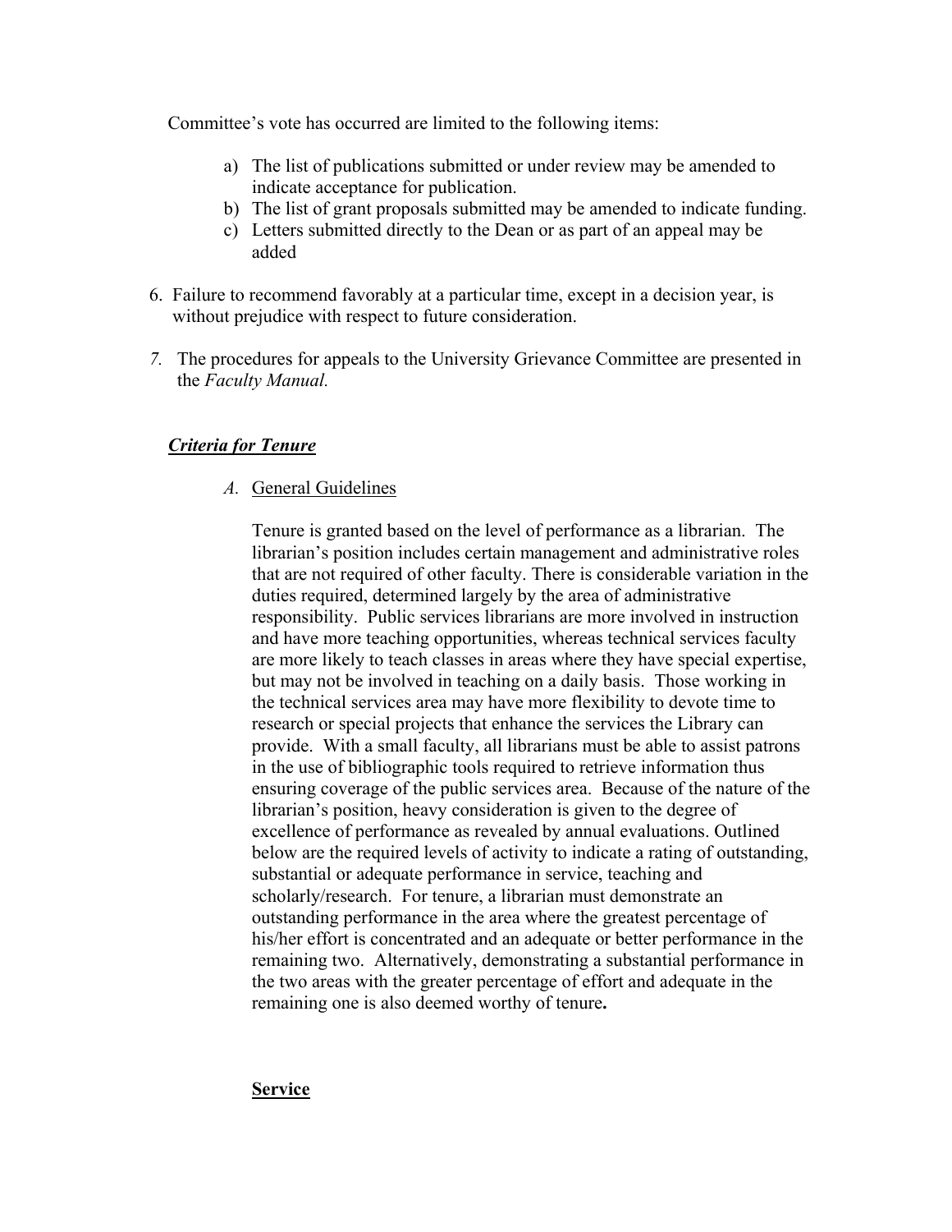Committee's vote has occurred are limited to the following items:

a) The list of publications submitted or under review may be amended to indicate acceptance for publication.
b) The list of grant proposals submitted may be amended to indicate funding.
c) Letters submitted directly to the Dean or as part of an appeal may be added

6. Failure to recommend favorably at a particular time, except in a decision year, is without prejudice with respect to future consideration.

7. The procedures for appeals to the University Grievance Committee are presented in the *Faculty Manual.*

***Criteria for Tenure***

*A.* General Guidelines

Tenure is granted based on the level of performance as a librarian. The librarian's position includes certain management and administrative roles that are not required of other faculty. There is considerable variation in the duties required, determined largely by the area of administrative responsibility. Public services librarians are more involved in instruction and have more teaching opportunities, whereas technical services faculty are more likely to teach classes in areas where they have special expertise, but may not be involved in teaching on a daily basis. Those working in the technical services area may have more flexibility to devote time to research or special projects that enhance the services the Library can provide. With a small faculty, all librarians must be able to assist patrons in the use of bibliographic tools required to retrieve information thus ensuring coverage of the public services area. Because of the nature of the librarian's position, heavy consideration is given to the degree of excellence of performance as revealed by annual evaluations. Outlined below are the required levels of activity to indicate a rating of outstanding, substantial or adequate performance in service, teaching and scholarly/research. For tenure, a librarian must demonstrate an outstanding performance in the area where the greatest percentage of his/her effort is concentrated and an adequate or better performance in the remaining two. Alternatively, demonstrating a substantial performance in the two areas with the greater percentage of effort and adequate in the remaining one is also deemed worthy of tenure**.**

**Service**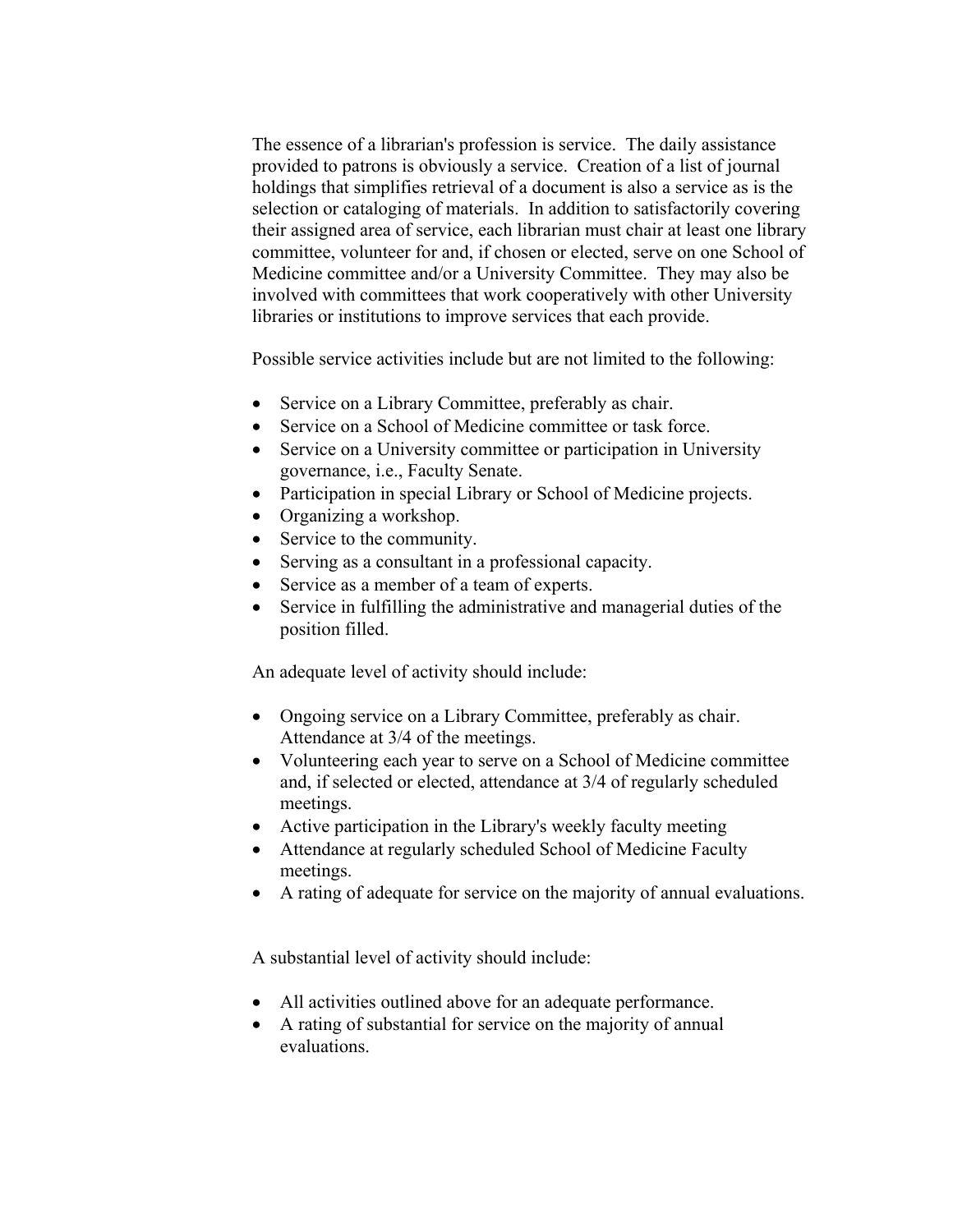The essence of a librarian's profession is service. The daily assistance provided to patrons is obviously a service. Creation of a list of journal holdings that simplifies retrieval of a document is also a service as is the selection or cataloging of materials. In addition to satisfactorily covering their assigned area of service, each librarian must chair at least one library committee, volunteer for and, if chosen or elected, serve on one School of Medicine committee and/or a University Committee. They may also be involved with committees that work cooperatively with other University libraries or institutions to improve services that each provide.

Possible service activities include but are not limited to the following:

- Service on a Library Committee, preferably as chair.
- Service on a School of Medicine committee or task force.
- Service on a University committee or participation in University governance, i.e., Faculty Senate.
- Participation in special Library or School of Medicine projects.
- Organizing a workshop.
- Service to the community.
- Serving as a consultant in a professional capacity.
- Service as a member of a team of experts.
- Service in fulfilling the administrative and managerial duties of the position filled.

An adequate level of activity should include:

- Ongoing service on a Library Committee, preferably as chair. Attendance at 3/4 of the meetings.
- Volunteering each year to serve on a School of Medicine committee and, if selected or elected, attendance at 3/4 of regularly scheduled meetings.
- Active participation in the Library's weekly faculty meeting
- Attendance at regularly scheduled School of Medicine Faculty meetings.
- A rating of adequate for service on the majority of annual evaluations.

A substantial level of activity should include:

- All activities outlined above for an adequate performance.
- A rating of substantial for service on the majority of annual evaluations.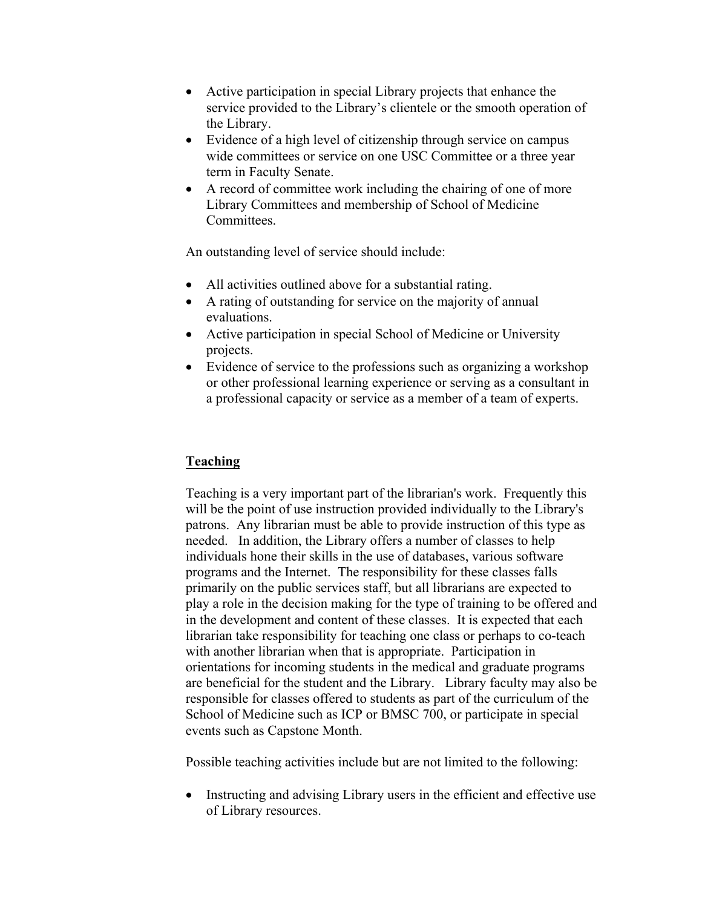- Active participation in special Library projects that enhance the service provided to the Library's clientele or the smooth operation of the Library.
- Evidence of a high level of citizenship through service on campus wide committees or service on one USC Committee or a three year term in Faculty Senate.
- A record of committee work including the chairing of one of more Library Committees and membership of School of Medicine Committees.

An outstanding level of service should include:

- All activities outlined above for a substantial rating.
- A rating of outstanding for service on the majority of annual evaluations.
- Active participation in special School of Medicine or University projects.
- Evidence of service to the professions such as organizing a workshop or other professional learning experience or serving as a consultant in a professional capacity or service as a member of a team of experts.

## Teaching

Teaching is a very important part of the librarian's work. Frequently this will be the point of use instruction provided individually to the Library's patrons. Any librarian must be able to provide instruction of this type as needed. In addition, the Library offers a number of classes to help individuals hone their skills in the use of databases, various software programs and the Internet. The responsibility for these classes falls primarily on the public services staff, but all librarians are expected to play a role in the decision making for the type of training to be offered and in the development and content of these classes. It is expected that each librarian take responsibility for teaching one class or perhaps to co-teach with another librarian when that is appropriate. Participation in orientations for incoming students in the medical and graduate programs are beneficial for the student and the Library. Library faculty may also be responsible for classes offered to students as part of the curriculum of the School of Medicine such as ICP or BMSC 700, or participate in special events such as Capstone Month.

Possible teaching activities include but are not limited to the following:

- Instructing and advising Library users in the efficient and effective use of Library resources.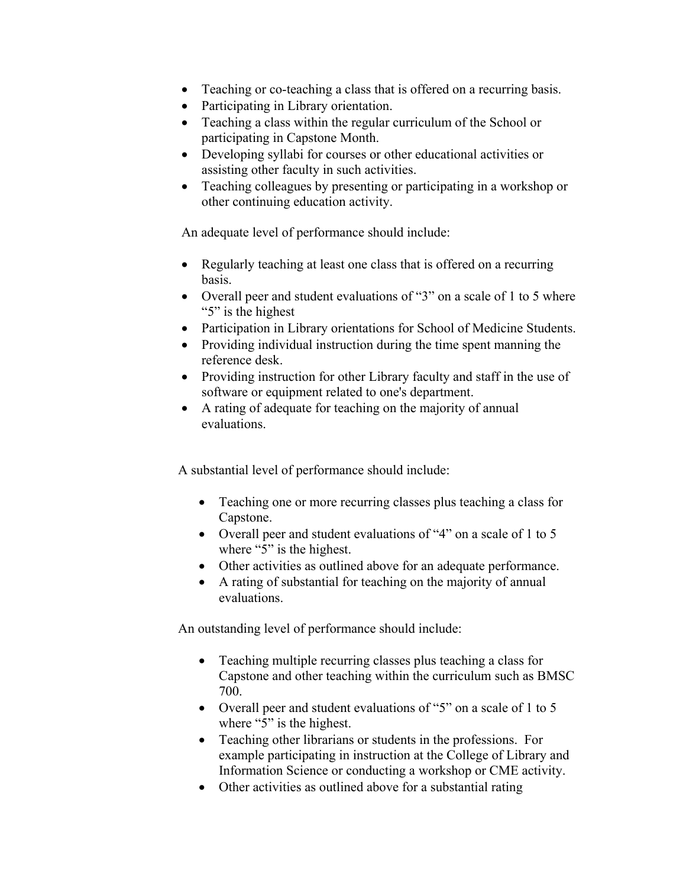- Teaching or co-teaching a class that is offered on a recurring basis.
- Participating in Library orientation.
- Teaching a class within the regular curriculum of the School or participating in Capstone Month.
- Developing syllabi for courses or other educational activities or assisting other faculty in such activities.
- Teaching colleagues by presenting or participating in a workshop or other continuing education activity.

An adequate level of performance should include:

- Regularly teaching at least one class that is offered on a recurring basis.
- Overall peer and student evaluations of "3" on a scale of 1 to 5 where "5" is the highest
- Participation in Library orientations for School of Medicine Students.
- Providing individual instruction during the time spent manning the reference desk.
- Providing instruction for other Library faculty and staff in the use of software or equipment related to one's department.
- A rating of adequate for teaching on the majority of annual evaluations.

A substantial level of performance should include:

- Teaching one or more recurring classes plus teaching a class for Capstone.
- Overall peer and student evaluations of "4" on a scale of 1 to 5 where "5" is the highest.
- Other activities as outlined above for an adequate performance.
- A rating of substantial for teaching on the majority of annual evaluations.

An outstanding level of performance should include:

- Teaching multiple recurring classes plus teaching a class for Capstone and other teaching within the curriculum such as BMSC 700.
- Overall peer and student evaluations of "5" on a scale of 1 to 5 where "5" is the highest.
- Teaching other librarians or students in the professions. For example participating in instruction at the College of Library and Information Science or conducting a workshop or CME activity.
- Other activities as outlined above for a substantial rating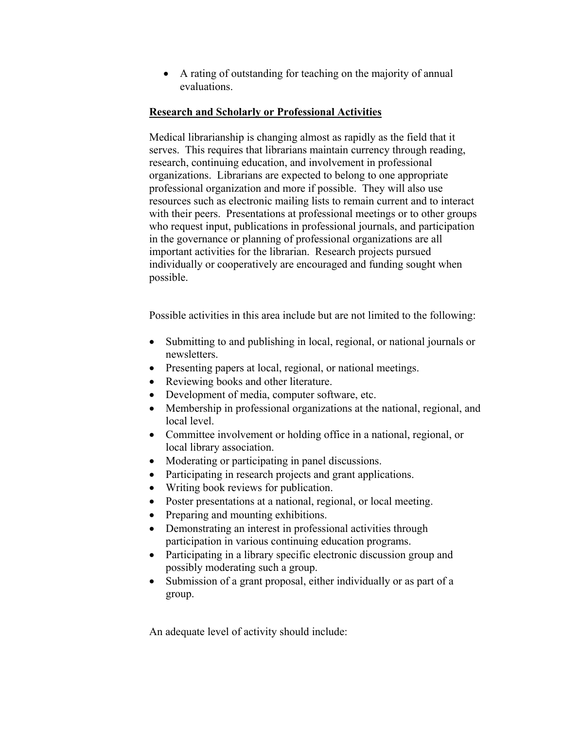- A rating of outstanding for teaching on the majority of annual evaluations.

**Research and Scholarly or Professional Activities**

Medical librarianship is changing almost as rapidly as the field that it serves. This requires that librarians maintain currency through reading, research, continuing education, and involvement in professional organizations. Librarians are expected to belong to one appropriate professional organization and more if possible. They will also use resources such as electronic mailing lists to remain current and to interact with their peers. Presentations at professional meetings or to other groups who request input, publications in professional journals, and participation in the governance or planning of professional organizations are all important activities for the librarian. Research projects pursued individually or cooperatively are encouraged and funding sought when possible.

Possible activities in this area include but are not limited to the following:

- Submitting to and publishing in local, regional, or national journals or newsletters.
- Presenting papers at local, regional, or national meetings.
- Reviewing books and other literature.
- Development of media, computer software, etc.
- Membership in professional organizations at the national, regional, and local level.
- Committee involvement or holding office in a national, regional, or local library association.
- Moderating or participating in panel discussions.
- Participating in research projects and grant applications.
- Writing book reviews for publication.
- Poster presentations at a national, regional, or local meeting.
- Preparing and mounting exhibitions.
- Demonstrating an interest in professional activities through participation in various continuing education programs.
- Participating in a library specific electronic discussion group and possibly moderating such a group.
- Submission of a grant proposal, either individually or as part of a group.

An adequate level of activity should include: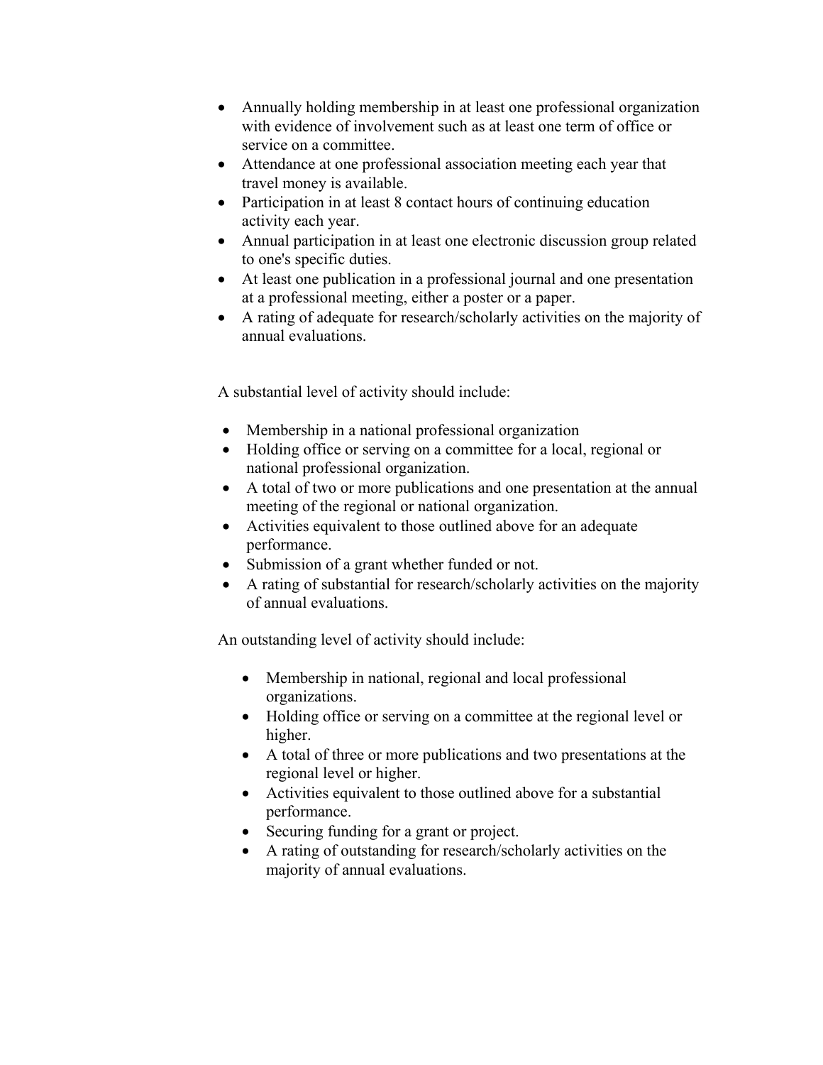- Annually holding membership in at least one professional organization with evidence of involvement such as at least one term of office or service on a committee.
- Attendance at one professional association meeting each year that travel money is available.
- Participation in at least 8 contact hours of continuing education activity each year.
- Annual participation in at least one electronic discussion group related to one's specific duties.
- At least one publication in a professional journal and one presentation at a professional meeting, either a poster or a paper.
- A rating of adequate for research/scholarly activities on the majority of annual evaluations.

A substantial level of activity should include:

- Membership in a national professional organization
- Holding office or serving on a committee for a local, regional or national professional organization.
- A total of two or more publications and one presentation at the annual meeting of the regional or national organization.
- Activities equivalent to those outlined above for an adequate performance.
- Submission of a grant whether funded or not.
- A rating of substantial for research/scholarly activities on the majority of annual evaluations.

An outstanding level of activity should include:

- Membership in national, regional and local professional organizations.
- Holding office or serving on a committee at the regional level or higher.
- A total of three or more publications and two presentations at the regional level or higher.
- Activities equivalent to those outlined above for a substantial performance.
- Securing funding for a grant or project.
- A rating of outstanding for research/scholarly activities on the majority of annual evaluations.